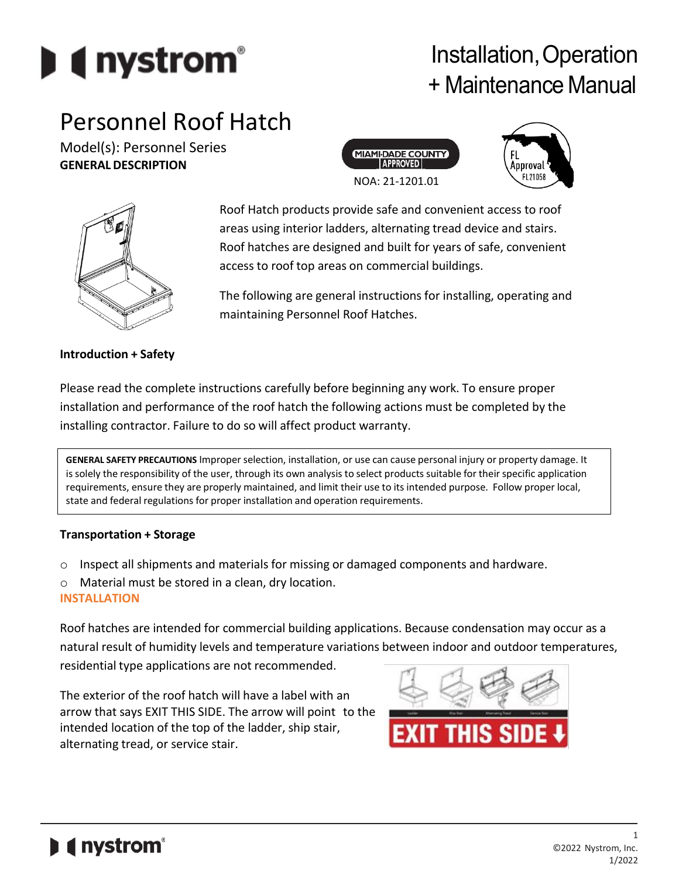# Installation, Operation + Maintenance Manual

# Personnel Roof Hatch

Model(s): Personnel Series

**GENERAL DESCRIPTION**

NOA: 21-1201.01

Roof Hatch products provide safe and convenient access to roof areas using interior ladders, alternating tread device and stairs. Roof hatches are designed and built for years of safe, convenient access to roof top areas on commercial buildings.

The following are general instructions for installing, operating and maintaining Personnel Roof Hatches.

**Introduction + Safety**

Please read the complete instructions carefully before beginning any work. To ensure proper installation and performance of the roof hatch the following actions must be completed by the installing contractor. Failure to do so will affect product warranty.

> **GENERAL SAFETY PRECAUTIONS** Improper selection, installation, or use can cause personal injury or property damage. It is solely the responsibility of the user, through its own analysis to select products suitable for their specific application requirements, ensure they are properly maintained, and limit their use to its intended purpose. Follow proper local, state and federal regulations for proper installation and operation requirements.

**Transportation + Storage**

- Inspect all shipments and materials for missing or damaged components and hardware.
- Material must be stored in a clean, dry location.

## INSTALLATION

Roof hatches are intended for commercial building applications. Because condensation may occur as a natural result of humidity levels and temperature variations between indoor and outdoor temperatures, residential type applications are not recommended.

The exterior of the roof hatch will have a label with an arrow that says EXIT THIS SIDE. The arrow will point to the intended location of the top of the ladder, ship stair, alternating tread, or service stair.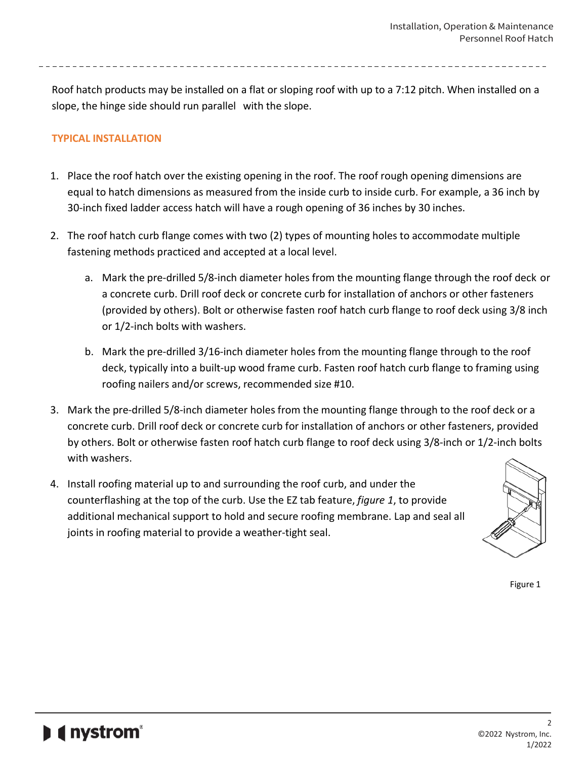Roof hatch products may be installed on a flat or sloping roof with up to a 7:12 pitch. When installed on a slope, the hinge side should run parallel with the slope.

## TYPICAL INSTALLATION

1. Place the roof hatch over the existing opening in the roof. The roof rough opening dimensions are equal to hatch dimensions as measured from the inside curb to inside curb. For example, a 36 inch by 30-inch fixed ladder access hatch will have a rough opening of 36 inches by 30 inches.

2. The roof hatch curb flange comes with two (2) types of mounting holes to accommodate multiple fastening methods practiced and accepted at a local level.

    a. Mark the pre-drilled 5/8-inch diameter holes from the mounting flange through the roof deck or a concrete curb. Drill roof deck or concrete curb for installation of anchors or other fasteners (provided by others). Bolt or otherwise fasten roof hatch curb flange to roof deck using 3/8 inch or 1/2-inch bolts with washers.

    b. Mark the pre-drilled 3/16-inch diameter holes from the mounting flange through to the roof deck, typically into a built-up wood frame curb. Fasten roof hatch curb flange to framing using roofing nailers and/or screws, recommended size #10.

3. Mark the pre-drilled 5/8-inch diameter holes from the mounting flange through to the roof deck or a concrete curb. Drill roof deck or concrete curb for installation of anchors or other fasteners, provided by others. Bolt or otherwise fasten roof hatch curb flange to roof deck using 3/8-inch or 1/2-inch bolts with washers.

4. Install roofing material up to and surrounding the roof curb, and under the counterflashing at the top of the curb. Use the EZ tab feature, *figure 1*, to provide additional mechanical support to hold and secure roofing membrane. Lap and seal all joints in roofing material to provide a weather-tight seal.

Figure 1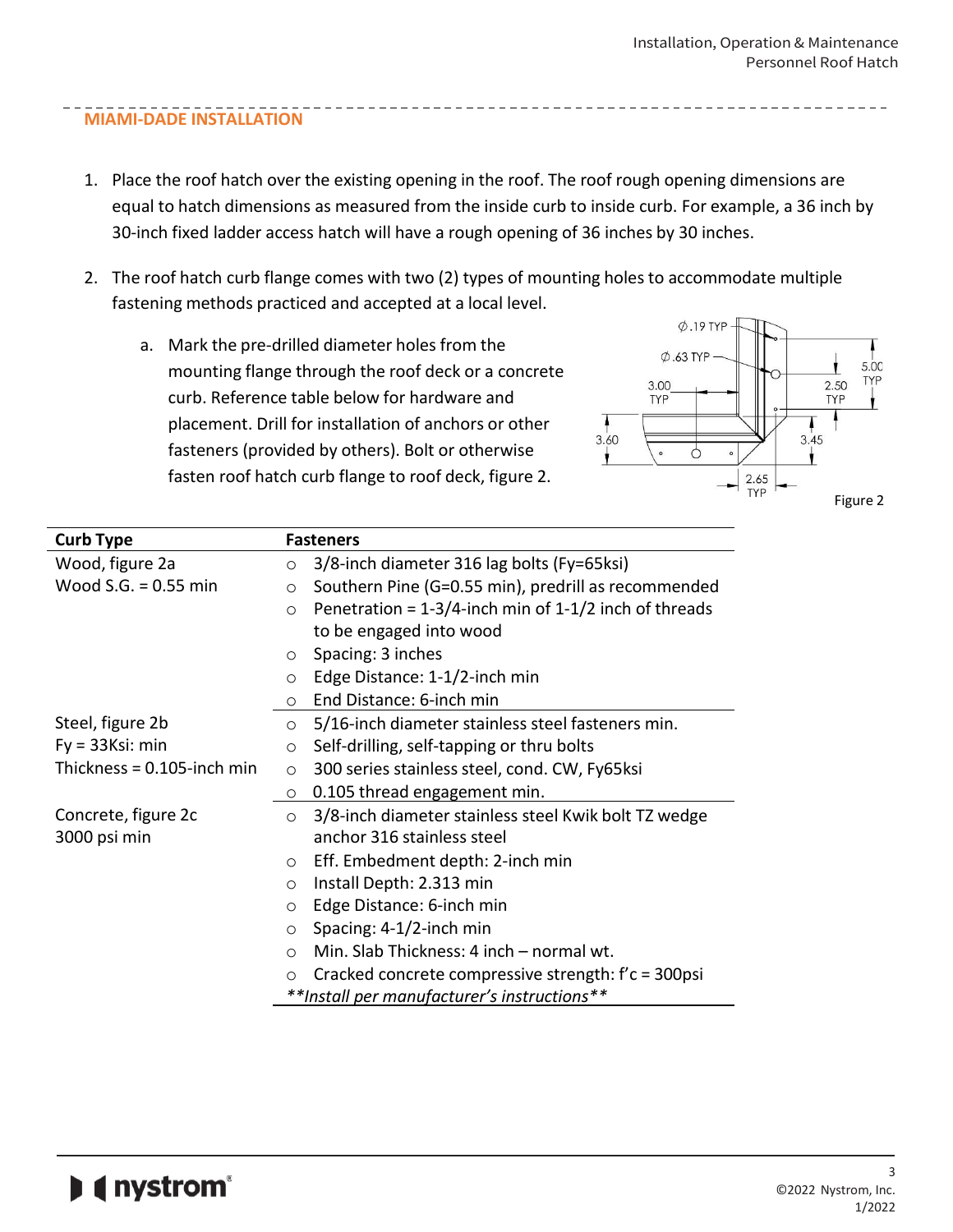## MIAMI-DADE INSTALLATION

1. Place the roof hatch over the existing opening in the roof. The roof rough opening dimensions are equal to hatch dimensions as measured from the inside curb to inside curb. For example, a 36 inch by 30-inch fixed ladder access hatch will have a rough opening of 36 inches by 30 inches.

2. The roof hatch curb flange comes with two (2) types of mounting holes to accommodate multiple fastening methods practiced and accepted at a local level.

   a. Mark the pre-drilled diameter holes from the mounting flange through the roof deck or a concrete curb. Reference table below for hardware and placement. Drill for installation of anchors or other fasteners (provided by others). Bolt or otherwise fasten roof hatch curb flange to roof deck, figure 2.

Ø.19 TYP, Ø.63 TYP, 3.00 TYP, 5.00 TYP, 2.50 TYP, 3.60, 3.45, 2.65 TYP

Figure 2

| Curb Type | Fasteners |
|---|---|
| Wood, figure 2a<br>Wood S.G. = 0.55 min | ○ 3/8-inch diameter 316 lag bolts (Fy=65ksi)<br>○ Southern Pine (G=0.55 min), predrill as recommended<br>○ Penetration = 1-3/4-inch min of 1-1/2 inch of threads to be engaged into wood<br>○ Spacing: 3 inches<br>○ Edge Distance: 1-1/2-inch min<br>○ End Distance: 6-inch min |
| Steel, figure 2b<br>Fy = 33Ksi: min<br>Thickness = 0.105-inch min | ○ 5/16-inch diameter stainless steel fasteners min.<br>○ Self-drilling, self-tapping or thru bolts<br>○ 300 series stainless steel, cond. CW, Fy65ksi<br>○ 0.105 thread engagement min. |
| Concrete, figure 2c<br>3000 psi min | ○ 3/8-inch diameter stainless steel Kwik bolt TZ wedge anchor 316 stainless steel<br>○ Eff. Embedment depth: 2-inch min<br>○ Install Depth: 2.313 min<br>○ Edge Distance: 6-inch min<br>○ Spacing: 4-1/2-inch min<br>○ Min. Slab Thickness: 4 inch – normal wt.<br>○ Cracked concrete compressive strength: f'c = 300psi<br>*\*\*Install per manufacturer's instructions\*\** |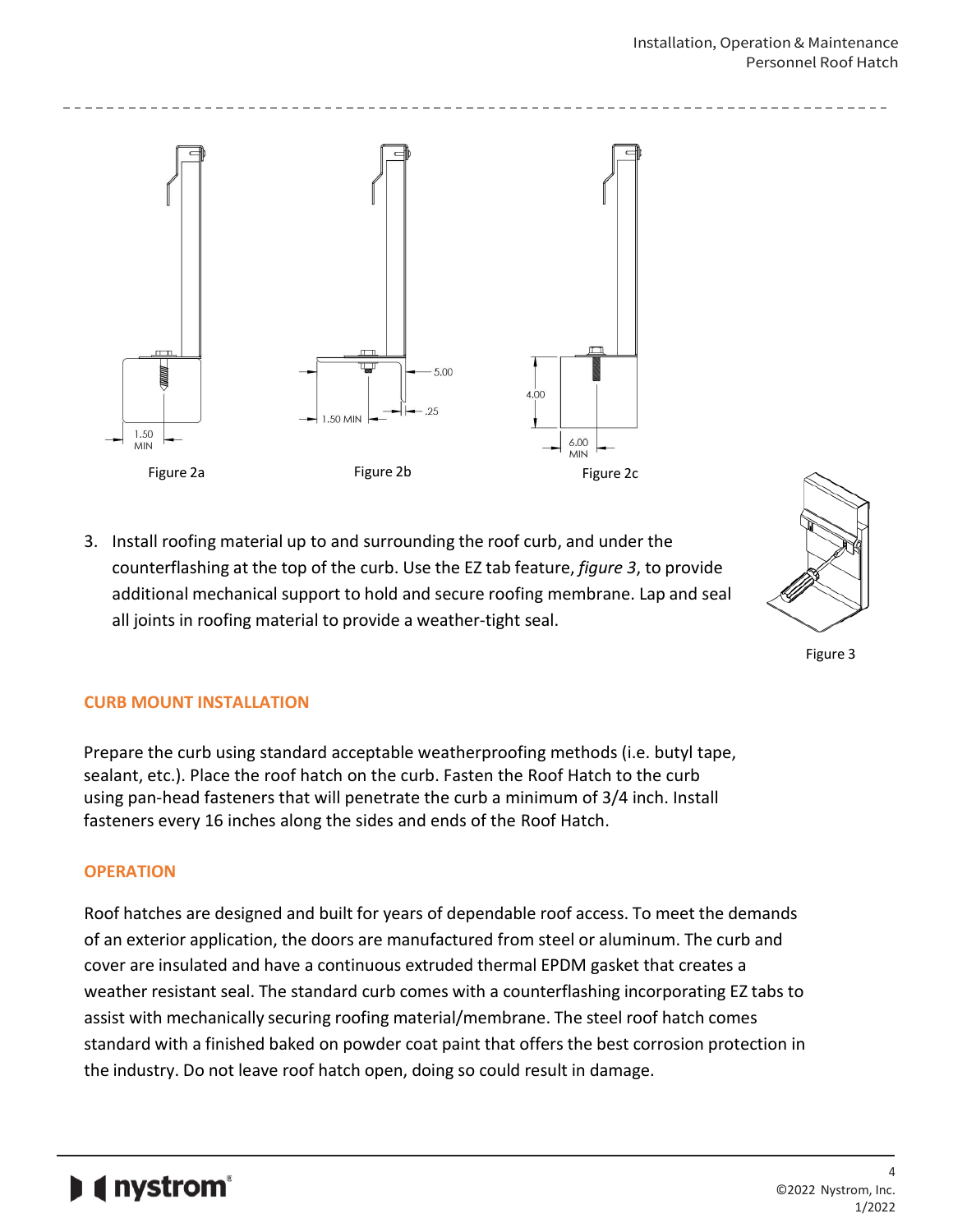Figure 2a

Figure 2b

Figure 2c

3. Install roofing material up to and surrounding the roof curb, and under the counterflashing at the top of the curb. Use the EZ tab feature, *figure 3*, to provide additional mechanical support to hold and secure roofing membrane. Lap and seal all joints in roofing material to provide a weather-tight seal.

Figure 3

## CURB MOUNT INSTALLATION

Prepare the curb using standard acceptable weatherproofing methods (i.e. butyl tape, sealant, etc.). Place the roof hatch on the curb. Fasten the Roof Hatch to the curb using pan-head fasteners that will penetrate the curb a minimum of 3/4 inch. Install fasteners every 16 inches along the sides and ends of the Roof Hatch.

## OPERATION

Roof hatches are designed and built for years of dependable roof access. To meet the demands of an exterior application, the doors are manufactured from steel or aluminum. The curb and cover are insulated and have a continuous extruded thermal EPDM gasket that creates a weather resistant seal. The standard curb comes with a counterflashing incorporating EZ tabs to assist with mechanically securing roofing material/membrane. The steel roof hatch comes standard with a finished baked on powder coat paint that offers the best corrosion protection in the industry. Do not leave roof hatch open, doing so could result in damage.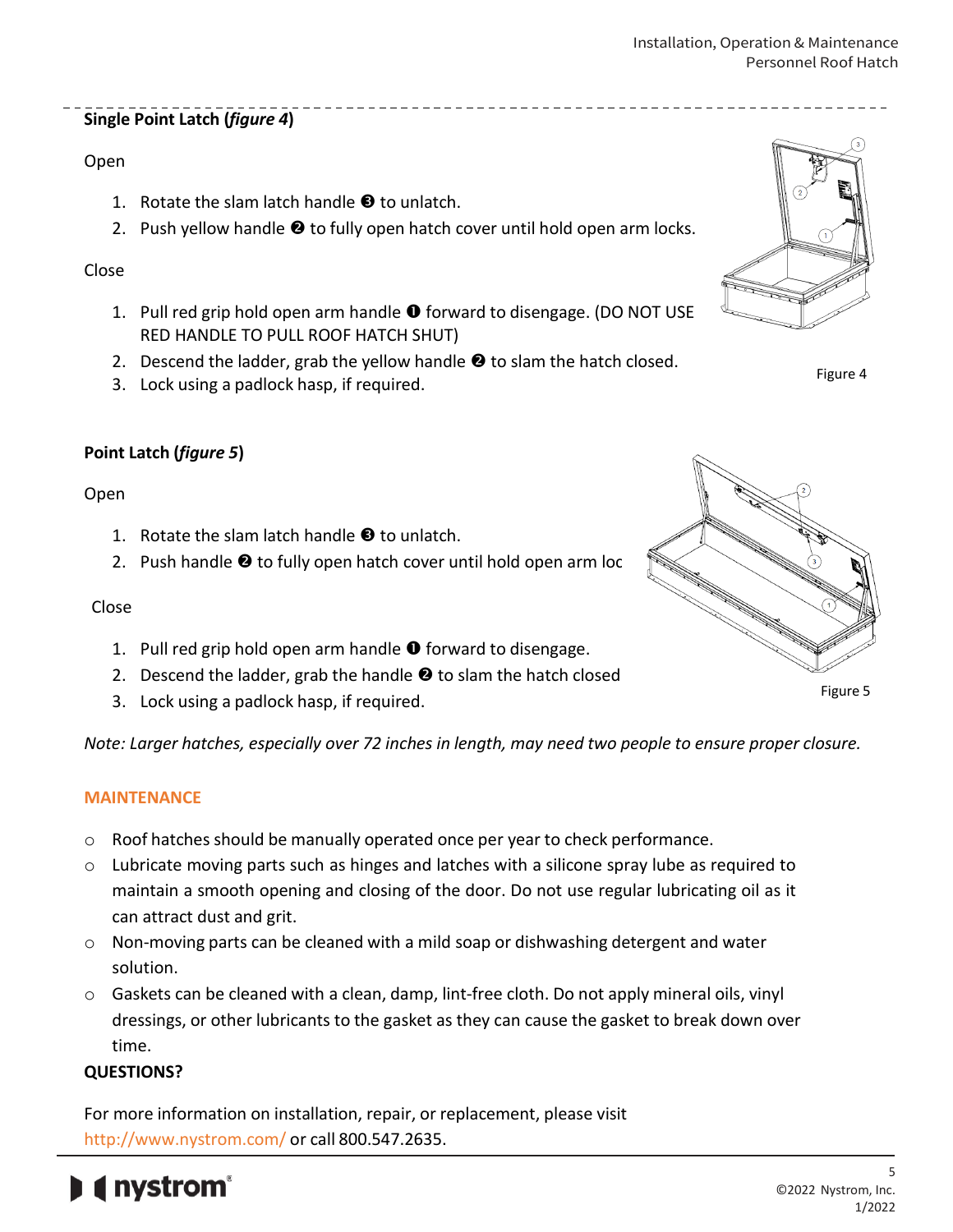**Single Point Latch (*figure 4*)**

Open

1. Rotate the slam latch handle ❸ to unlatch.
2. Push yellow handle ❷ to fully open hatch cover until hold open arm locks.

Close

1. Pull red grip hold open arm handle ❶ forward to disengage. (DO NOT USE RED HANDLE TO PULL ROOF HATCH SHUT)
2. Descend the ladder, grab the yellow handle ❷ to slam the hatch closed.
3. Lock using a padlock hasp, if required.

Figure 4

**Point Latch (*figure 5*)**

Open

1. Rotate the slam latch handle ❸ to unlatch.
2. Push handle ❷ to fully open hatch cover until hold open arm loc

Close

1. Pull red grip hold open arm handle ❶ forward to disengage.
2. Descend the ladder, grab the handle ❷ to slam the hatch closed
3. Lock using a padlock hasp, if required.

Figure 5

*Note: Larger hatches, especially over 72 inches in length, may need two people to ensure proper closure.*

## MAINTENANCE

- Roof hatches should be manually operated once per year to check performance.
- Lubricate moving parts such as hinges and latches with a silicone spray lube as required to maintain a smooth opening and closing of the door. Do not use regular lubricating oil as it can attract dust and grit.
- Non-moving parts can be cleaned with a mild soap or dishwashing detergent and water solution.
- Gaskets can be cleaned with a clean, damp, lint-free cloth. Do not apply mineral oils, vinyl dressings, or other lubricants to the gasket as they can cause the gasket to break down over time.

**QUESTIONS?**

For more information on installation, repair, or replacement, please visit http://www.nystrom.com/ or call 800.547.2635.